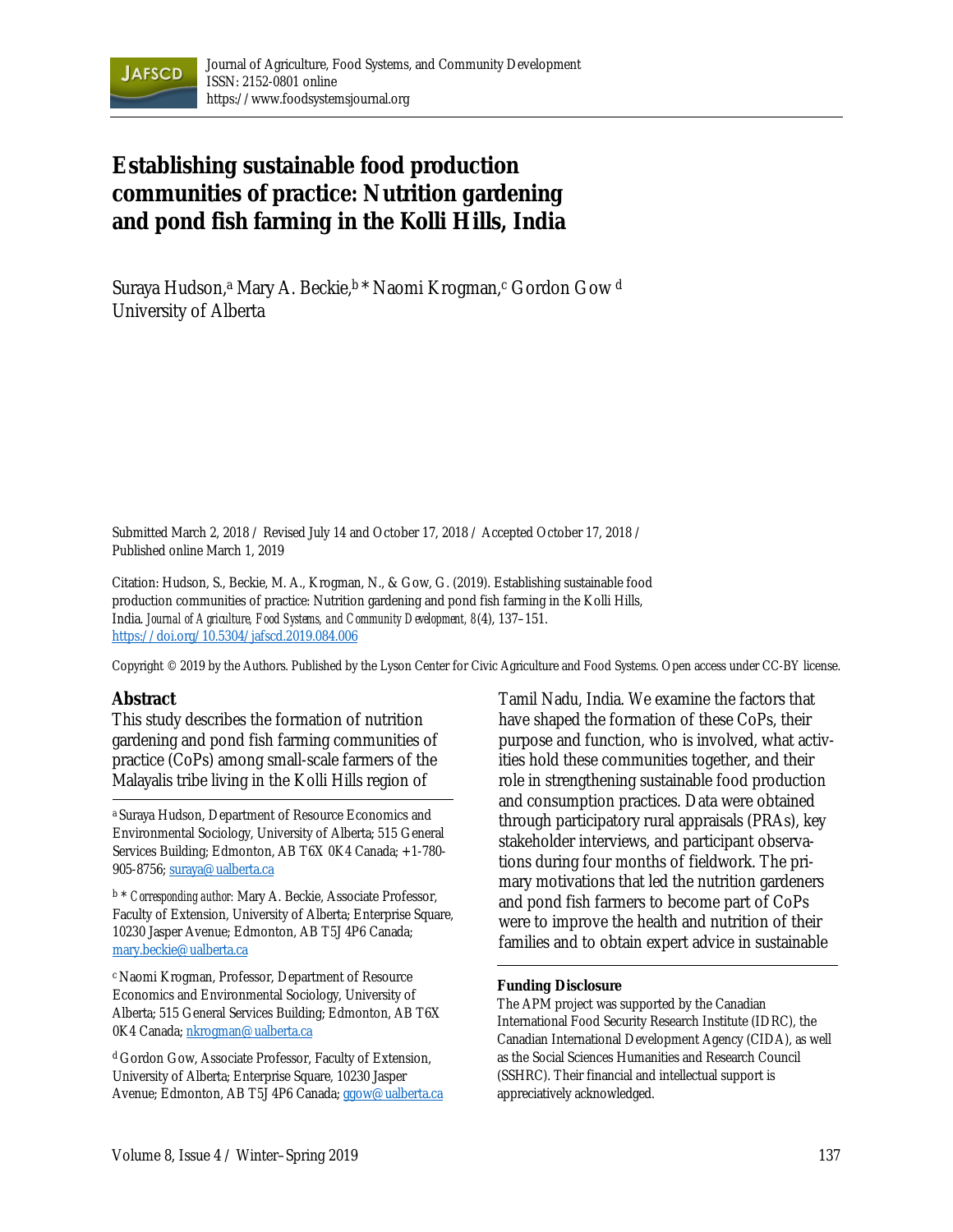# Establishing sustainable food production communities of practice: Nutrition gardening and pond fish farming in the Kolli Hills, India

Suraya Hudson,[a] Mary A. Beckie,[b] * Naomi Krogman,[c] Gordon Gow [d]
University of Alberta

Submitted March 2, 2018 / Revised July 14 and October 17, 2018 / Accepted October 17, 2018 / Published online March 1, 2019

Citation: Hudson, S., Beckie, M. A., Krogman, N., & Gow, G. (2019). Establishing sustainable food production communities of practice: Nutrition gardening and pond fish farming in the Kolli Hills, India. *Journal of Agriculture, Food Systems, and Community Development, 8*(4), 137–151. https://doi.org/10.5304/jafscd.2019.084.006

Copyright © 2019 by the Authors. Published by the Lyson Center for Civic Agriculture and Food Systems. Open access under CC-BY license.

## Abstract

This study describes the formation of nutrition gardening and pond fish farming communities of practice (CoPs) among small-scale farmers of the Malayalis tribe living in the Kolli Hills region of Tamil Nadu, India. We examine the factors that have shaped the formation of these CoPs, their purpose and function, who is involved, what activities hold these communities together, and their role in strengthening sustainable food production and consumption practices. Data were obtained through participatory rural appraisals (PRAs), key stakeholder interviews, and participant observations during four months of fieldwork. The primary motivations that led the nutrition gardeners and pond fish farmers to become part of CoPs were to improve the health and nutrition of their families and to obtain expert advice in sustainable

---

[a] Suraya Hudson, Department of Resource Economics and Environmental Sociology, University of Alberta; 515 General Services Building; Edmonton, AB T6X 0K4 Canada; +1-780-905-8756; suraya@ualberta.ca

[b] * *Corresponding author:* Mary A. Beckie, Associate Professor, Faculty of Extension, University of Alberta; Enterprise Square, 10230 Jasper Avenue; Edmonton, AB T5J 4P6 Canada; mary.beckie@ualberta.ca

[c] Naomi Krogman, Professor, Department of Resource Economics and Environmental Sociology, University of Alberta; 515 General Services Building; Edmonton, AB T6X 0K4 Canada; nkrogman@ualberta.ca

[d] Gordon Gow, Associate Professor, Faculty of Extension, University of Alberta; Enterprise Square, 10230 Jasper Avenue; Edmonton, AB T5J 4P6 Canada; ggow@ualberta.ca

**Funding Disclosure**

The APM project was supported by the Canadian International Food Security Research Institute (IDRC), the Canadian International Development Agency (CIDA), as well as the Social Sciences Humanities and Research Council (SSHRC). Their financial and intellectual support is appreciatively acknowledged.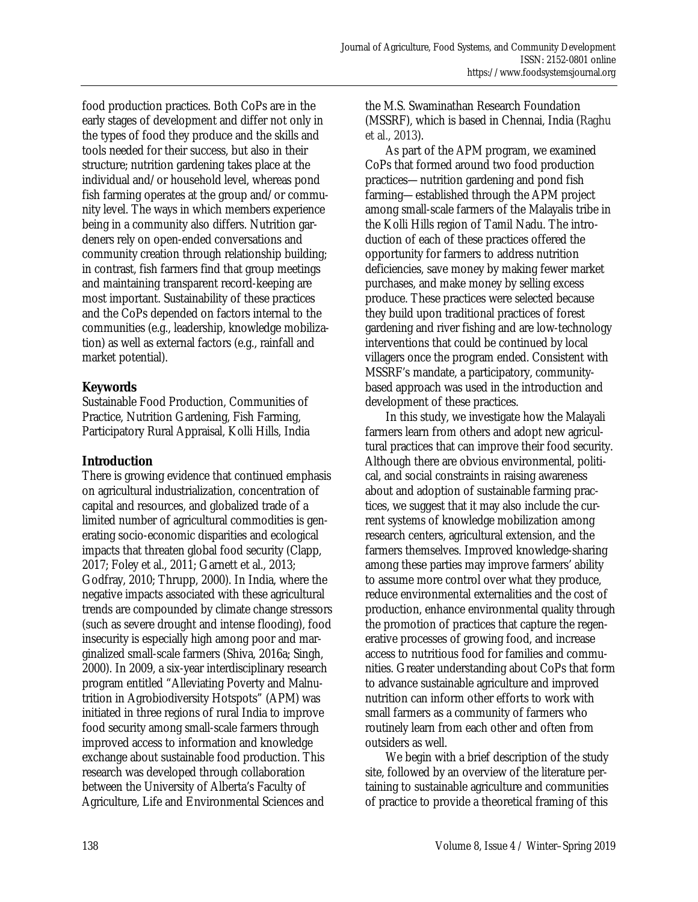food production practices. Both CoPs are in the early stages of development and differ not only in the types of food they produce and the skills and tools needed for their success, but also in their structure; nutrition gardening takes place at the individual and/or household level, whereas pond fish farming operates at the group and/or community level. The ways in which members experience being in a community also differs. Nutrition gardeners rely on open-ended conversations and community creation through relationship building; in contrast, fish farmers find that group meetings and maintaining transparent record-keeping are most important. Sustainability of these practices and the CoPs depended on factors internal to the communities (e.g., leadership, knowledge mobilization) as well as external factors (e.g., rainfall and market potential).

## Keywords

Sustainable Food Production, Communities of Practice, Nutrition Gardening, Fish Farming, Participatory Rural Appraisal, Kolli Hills, India

## Introduction

There is growing evidence that continued emphasis on agricultural industrialization, concentration of capital and resources, and globalized trade of a limited number of agricultural commodities is generating socio-economic disparities and ecological impacts that threaten global food security (Clapp, 2017; Foley et al., 2011; Garnett et al., 2013; Godfray, 2010; Thrupp, 2000). In India, where the negative impacts associated with these agricultural trends are compounded by climate change stressors (such as severe drought and intense flooding), food insecurity is especially high among poor and marginalized small-scale farmers (Shiva, 2016a; Singh, 2000). In 2009, a six-year interdisciplinary research program entitled "Alleviating Poverty and Malnutrition in Agrobiodiversity Hotspots" (APM) was initiated in three regions of rural India to improve food security among small-scale farmers through improved access to information and knowledge exchange about sustainable food production. This research was developed through collaboration between the University of Alberta's Faculty of Agriculture, Life and Environmental Sciences and the M.S. Swaminathan Research Foundation (MSSRF), which is based in Chennai, India (Raghu et al., 2013).

As part of the APM program, we examined CoPs that formed around two food production practices—nutrition gardening and pond fish farming—established through the APM project among small-scale farmers of the Malayalis tribe in the Kolli Hills region of Tamil Nadu. The introduction of each of these practices offered the opportunity for farmers to address nutrition deficiencies, save money by making fewer market purchases, and make money by selling excess produce. These practices were selected because they build upon traditional practices of forest gardening and river fishing and are low-technology interventions that could be continued by local villagers once the program ended. Consistent with MSSRF's mandate, a participatory, community-based approach was used in the introduction and development of these practices.

In this study, we investigate how the Malayali farmers learn from others and adopt new agricultural practices that can improve their food security. Although there are obvious environmental, political, and social constraints in raising awareness about and adoption of sustainable farming practices, we suggest that it may also include the current systems of knowledge mobilization among research centers, agricultural extension, and the farmers themselves. Improved knowledge-sharing among these parties may improve farmers' ability to assume more control over what they produce, reduce environmental externalities and the cost of production, enhance environmental quality through the promotion of practices that capture the regenerative processes of growing food, and increase access to nutritious food for families and communities. Greater understanding about CoPs that form to advance sustainable agriculture and improved nutrition can inform other efforts to work with small farmers as a community of farmers who routinely learn from each other and often from outsiders as well.

We begin with a brief description of the study site, followed by an overview of the literature pertaining to sustainable agriculture and communities of practice to provide a theoretical framing of this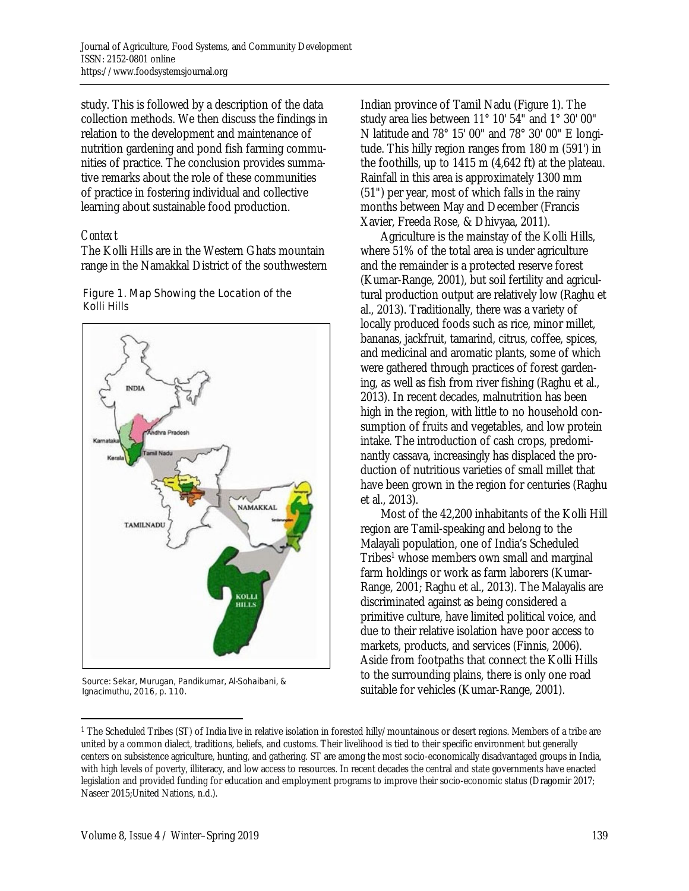study. This is followed by a description of the data collection methods. We then discuss the findings in relation to the development and maintenance of nutrition gardening and pond fish farming communities of practice. The conclusion provides summative remarks about the role of these communities of practice in fostering individual and collective learning about sustainable food production.

### *Context*

The Kolli Hills are in the Western Ghats mountain range in the Namakkal District of the southwestern Indian province of Tamil Nadu (Figure 1). The study area lies between 11° 10' 54" and 1° 30' 00" N latitude and 78° 15' 00" and 78° 30' 00" E longitude. This hilly region ranges from 180 m (591') in the foothills, up to 1415 m (4,642 ft) at the plateau. Rainfall in this area is approximately 1300 mm (51") per year, most of which falls in the rainy months between May and December (Francis Xavier, Freeda Rose, & Dhivyaa, 2011).

Figure 1. Map Showing the Location of the Kolli Hills

Source: Sekar, Murugan, Pandikumar, Al-Sohaibani, & Ignacimuthu, 2016, p. 110.

Agriculture is the mainstay of the Kolli Hills, where 51% of the total area is under agriculture and the remainder is a protected reserve forest (Kumar-Range, 2001), but soil fertility and agricultural production output are relatively low (Raghu et al., 2013). Traditionally, there was a variety of locally produced foods such as rice, minor millet, bananas, jackfruit, tamarind, citrus, coffee, spices, and medicinal and aromatic plants, some of which were gathered through practices of forest gardening, as well as fish from river fishing (Raghu et al., 2013). In recent decades, malnutrition has been high in the region, with little to no household consumption of fruits and vegetables, and low protein intake. The introduction of cash crops, predominantly cassava, increasingly has displaced the production of nutritious varieties of small millet that have been grown in the region for centuries (Raghu et al., 2013).

Most of the 42,200 inhabitants of the Kolli Hill region are Tamil-speaking and belong to the Malayali population, one of India's Scheduled Tribes[1] whose members own small and marginal farm holdings or work as farm laborers (Kumar-Range, 2001; Raghu et al., 2013). The Malayalis are discriminated against as being considered a primitive culture, have limited political voice, and due to their relative isolation have poor access to markets, products, and services (Finnis, 2006). Aside from footpaths that connect the Kolli Hills to the surrounding plains, there is only one road suitable for vehicles (Kumar-Range, 2001).

---

[1] The Scheduled Tribes (ST) of India live in relative isolation in forested hilly/mountainous or desert regions. Members of a tribe are united by a common dialect, traditions, beliefs, and customs. Their livelihood is tied to their specific environment but generally centers on subsistence agriculture, hunting, and gathering. ST are among the most socio-economically disadvantaged groups in India, with high levels of poverty, illiteracy, and low access to resources. In recent decades the central and state governments have enacted legislation and provided funding for education and employment programs to improve their socio-economic status (Dragomir 2017; Naseer 2015;United Nations, n.d.).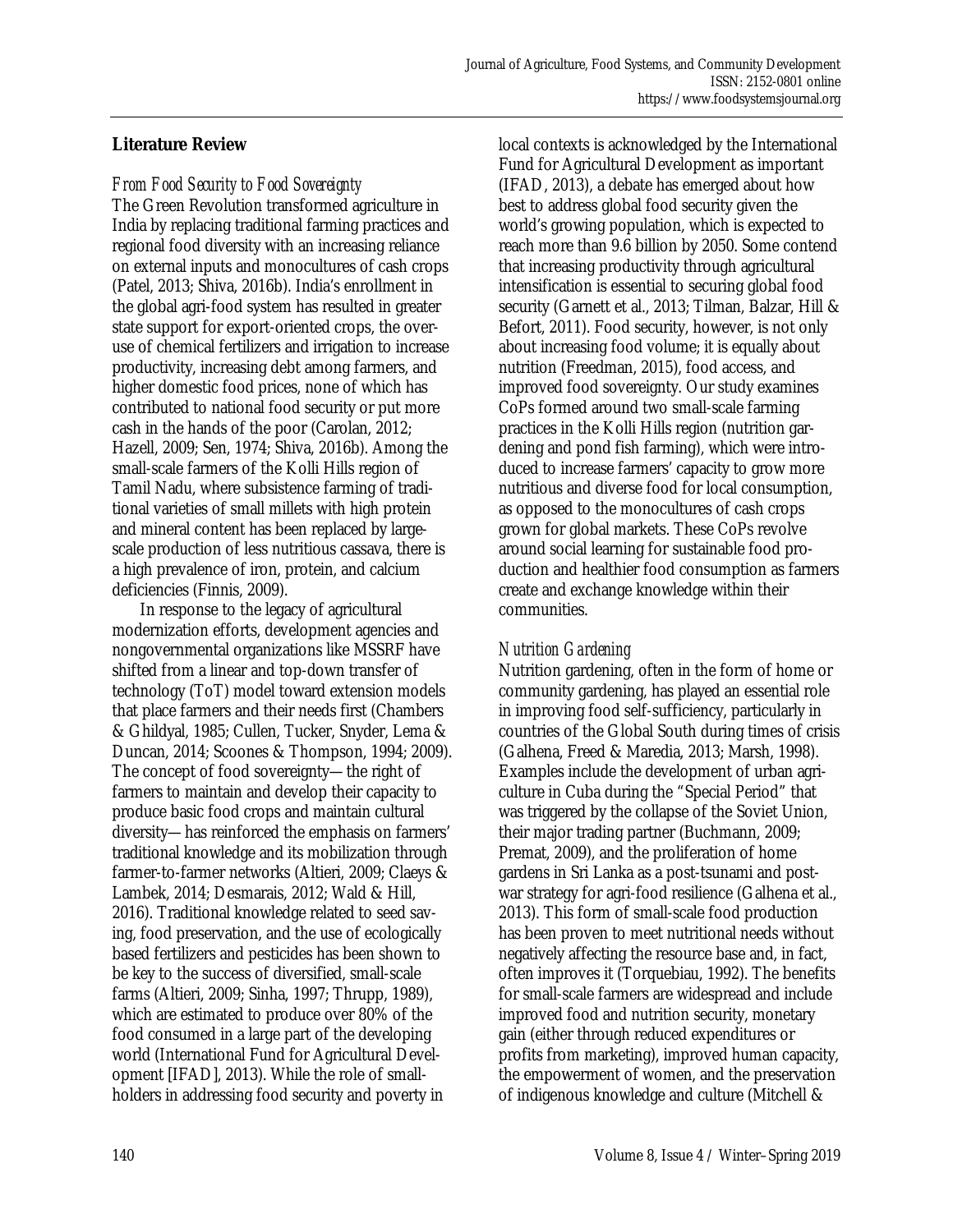## Literature Review

### *From Food Security to Food Sovereignty*

The Green Revolution transformed agriculture in India by replacing traditional farming practices and regional food diversity with an increasing reliance on external inputs and monocultures of cash crops (Patel, 2013; Shiva, 2016b). India's enrollment in the global agri-food system has resulted in greater state support for export-oriented crops, the overuse of chemical fertilizers and irrigation to increase productivity, increasing debt among farmers, and higher domestic food prices, none of which has contributed to national food security or put more cash in the hands of the poor (Carolan, 2012; Hazell, 2009; Sen, 1974; Shiva, 2016b). Among the small-scale farmers of the Kolli Hills region of Tamil Nadu, where subsistence farming of traditional varieties of small millets with high protein and mineral content has been replaced by large-scale production of less nutritious cassava, there is a high prevalence of iron, protein, and calcium deficiencies (Finnis, 2009).

In response to the legacy of agricultural modernization efforts, development agencies and nongovernmental organizations like MSSRF have shifted from a linear and top-down transfer of technology (ToT) model toward extension models that place farmers and their needs first (Chambers & Ghildyal, 1985; Cullen, Tucker, Snyder, Lema & Duncan, 2014; Scoones & Thompson, 1994; 2009). The concept of food sovereignty—the right of farmers to maintain and develop their capacity to produce basic food crops and maintain cultural diversity—has reinforced the emphasis on farmers' traditional knowledge and its mobilization through farmer-to-farmer networks (Altieri, 2009; Claeys & Lambek, 2014; Desmarais, 2012; Wald & Hill, 2016). Traditional knowledge related to seed saving, food preservation, and the use of ecologically based fertilizers and pesticides has been shown to be key to the success of diversified, small-scale farms (Altieri, 2009; Sinha, 1997; Thrupp, 1989), which are estimated to produce over 80% of the food consumed in a large part of the developing world (International Fund for Agricultural Development [IFAD], 2013). While the role of smallholders in addressing food security and poverty in local contexts is acknowledged by the International Fund for Agricultural Development as important (IFAD, 2013), a debate has emerged about how best to address global food security given the world's growing population, which is expected to reach more than 9.6 billion by 2050. Some contend that increasing productivity through agricultural intensification is essential to securing global food security (Garnett et al., 2013; Tilman, Balzar, Hill & Befort, 2011). Food security, however, is not only about increasing food volume; it is equally about nutrition (Freedman, 2015), food access, and improved food sovereignty. Our study examines CoPs formed around two small-scale farming practices in the Kolli Hills region (nutrition gardening and pond fish farming), which were introduced to increase farmers' capacity to grow more nutritious and diverse food for local consumption, as opposed to the monocultures of cash crops grown for global markets. These CoPs revolve around social learning for sustainable food production and healthier food consumption as farmers create and exchange knowledge within their communities.

### *Nutrition Gardening*

Nutrition gardening, often in the form of home or community gardening, has played an essential role in improving food self-sufficiency, particularly in countries of the Global South during times of crisis (Galhena, Freed & Maredia, 2013; Marsh, 1998). Examples include the development of urban agriculture in Cuba during the "Special Period" that was triggered by the collapse of the Soviet Union, their major trading partner (Buchmann, 2009; Premat, 2009), and the proliferation of home gardens in Sri Lanka as a post-tsunami and post-war strategy for agri-food resilience (Galhena et al., 2013). This form of small-scale food production has been proven to meet nutritional needs without negatively affecting the resource base and, in fact, often improves it (Torquebiau, 1992). The benefits for small-scale farmers are widespread and include improved food and nutrition security, monetary gain (either through reduced expenditures or profits from marketing), improved human capacity, the empowerment of women, and the preservation of indigenous knowledge and culture (Mitchell &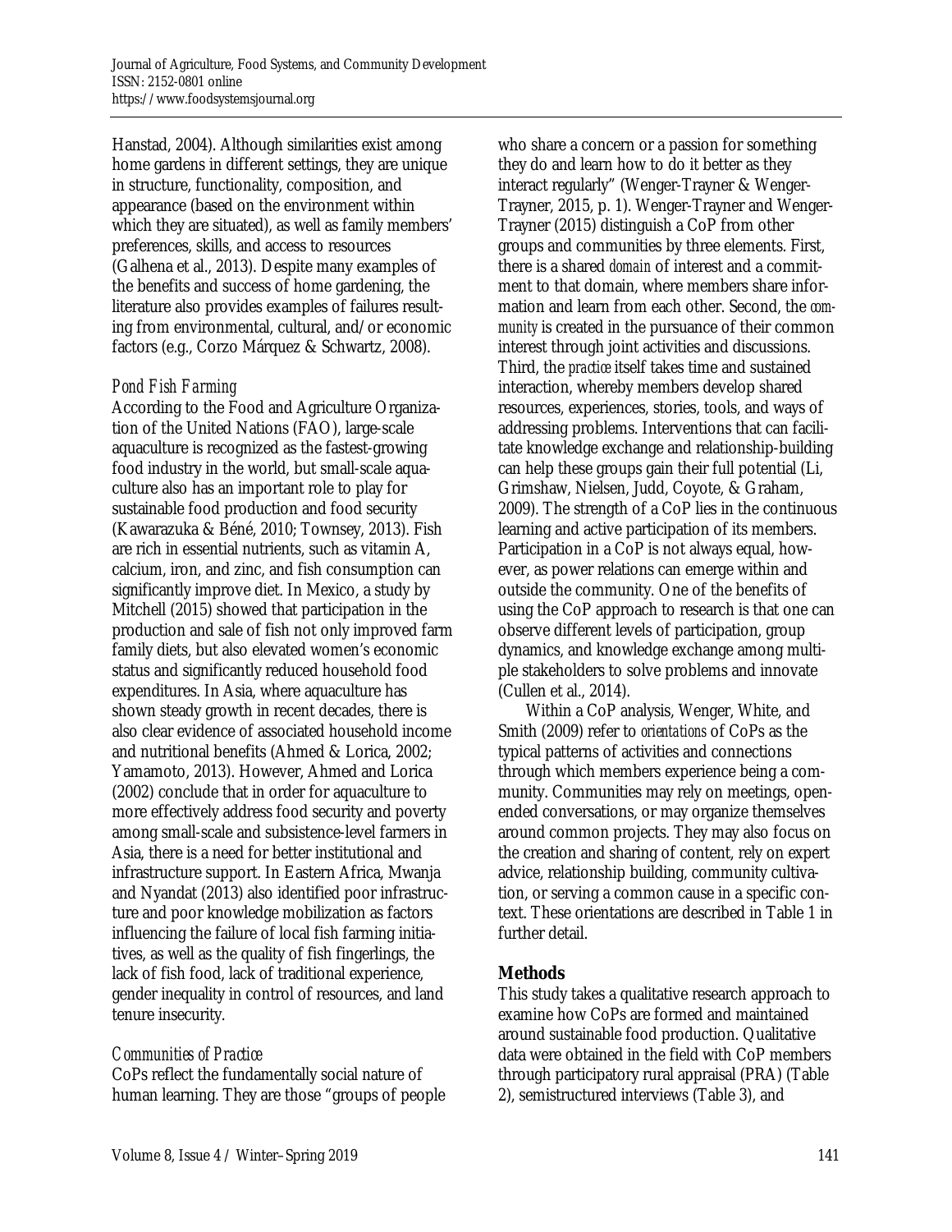Hanstad, 2004). Although similarities exist among home gardens in different settings, they are unique in structure, functionality, composition, and appearance (based on the environment within which they are situated), as well as family members' preferences, skills, and access to resources (Galhena et al., 2013). Despite many examples of the benefits and success of home gardening, the literature also provides examples of failures resulting from environmental, cultural, and/or economic factors (e.g., Corzo Márquez & Schwartz, 2008).

### *Pond Fish Farming*

According to the Food and Agriculture Organization of the United Nations (FAO), large-scale aquaculture is recognized as the fastest-growing food industry in the world, but small-scale aquaculture also has an important role to play for sustainable food production and food security (Kawarazuka & Béné, 2010; Townsey, 2013). Fish are rich in essential nutrients, such as vitamin A, calcium, iron, and zinc, and fish consumption can significantly improve diet. In Mexico, a study by Mitchell (2015) showed that participation in the production and sale of fish not only improved farm family diets, but also elevated women's economic status and significantly reduced household food expenditures. In Asia, where aquaculture has shown steady growth in recent decades, there is also clear evidence of associated household income and nutritional benefits (Ahmed & Lorica, 2002; Yamamoto, 2013). However, Ahmed and Lorica (2002) conclude that in order for aquaculture to more effectively address food security and poverty among small-scale and subsistence-level farmers in Asia, there is a need for better institutional and infrastructure support. In Eastern Africa, Mwanja and Nyandat (2013) also identified poor infrastructure and poor knowledge mobilization as factors influencing the failure of local fish farming initiatives, as well as the quality of fish fingerlings, the lack of fish food, lack of traditional experience, gender inequality in control of resources, and land tenure insecurity.

### *Communities of Practice*

CoPs reflect the fundamentally social nature of human learning. They are those "groups of people who share a concern or a passion for something they do and learn how to do it better as they interact regularly" (Wenger-Trayner & Wenger-Trayner, 2015, p. 1). Wenger-Trayner and Wenger-Trayner (2015) distinguish a CoP from other groups and communities by three elements. First, there is a shared *domain* of interest and a commitment to that domain, where members share information and learn from each other. Second, the *community* is created in the pursuance of their common interest through joint activities and discussions. Third, the *practice* itself takes time and sustained interaction, whereby members develop shared resources, experiences, stories, tools, and ways of addressing problems. Interventions that can facilitate knowledge exchange and relationship-building can help these groups gain their full potential (Li, Grimshaw, Nielsen, Judd, Coyote, & Graham, 2009). The strength of a CoP lies in the continuous learning and active participation of its members. Participation in a CoP is not always equal, however, as power relations can emerge within and outside the community. One of the benefits of using the CoP approach to research is that one can observe different levels of participation, group dynamics, and knowledge exchange among multiple stakeholders to solve problems and innovate (Cullen et al., 2014).

Within a CoP analysis, Wenger, White, and Smith (2009) refer to *orientations* of CoPs as the typical patterns of activities and connections through which members experience being a community. Communities may rely on meetings, open-ended conversations, or may organize themselves around common projects. They may also focus on the creation and sharing of content, rely on expert advice, relationship building, community cultivation, or serving a common cause in a specific context. These orientations are described in Table 1 in further detail.

## Methods

This study takes a qualitative research approach to examine how CoPs are formed and maintained around sustainable food production. Qualitative data were obtained in the field with CoP members through participatory rural appraisal (PRA) (Table 2), semistructured interviews (Table 3), and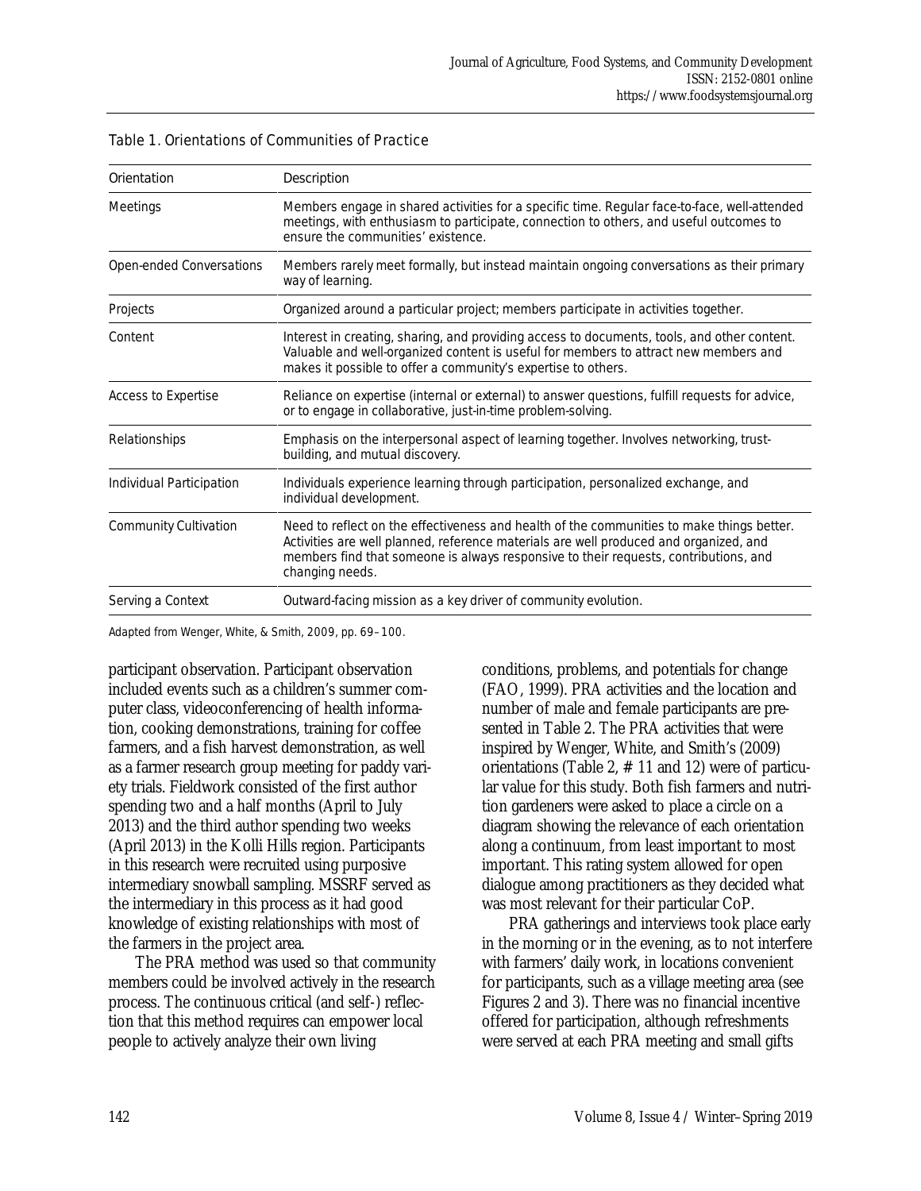Table 1. Orientations of Communities of Practice

| Orientation | Description |
|---|---|
| Meetings | Members engage in shared activities for a specific time. Regular face-to-face, well-attended meetings, with enthusiasm to participate, connection to others, and useful outcomes to ensure the communities' existence. |
| Open-ended Conversations | Members rarely meet formally, but instead maintain ongoing conversations as their primary way of learning. |
| Projects | Organized around a particular project; members participate in activities together. |
| Content | Interest in creating, sharing, and providing access to documents, tools, and other content. Valuable and well-organized content is useful for members to attract new members and makes it possible to offer a community's expertise to others. |
| Access to Expertise | Reliance on expertise (internal or external) to answer questions, fulfill requests for advice, or to engage in collaborative, just-in-time problem-solving. |
| Relationships | Emphasis on the interpersonal aspect of learning together. Involves networking, trust-building, and mutual discovery. |
| Individual Participation | Individuals experience learning through participation, personalized exchange, and individual development. |
| Community Cultivation | Need to reflect on the effectiveness and health of the communities to make things better. Activities are well planned, reference materials are well produced and organized, and members find that someone is always responsive to their requests, contributions, and changing needs. |
| Serving a Context | Outward-facing mission as a key driver of community evolution. |

Adapted from Wenger, White, & Smith, 2009, pp. 69–100.

participant observation. Participant observation included events such as a children's summer computer class, videoconferencing of health information, cooking demonstrations, training for coffee farmers, and a fish harvest demonstration, as well as a farmer research group meeting for paddy variety trials. Fieldwork consisted of the first author spending two and a half months (April to July 2013) and the third author spending two weeks (April 2013) in the Kolli Hills region. Participants in this research were recruited using purposive intermediary snowball sampling. MSSRF served as the intermediary in this process as it had good knowledge of existing relationships with most of the farmers in the project area.

The PRA method was used so that community members could be involved actively in the research process. The continuous critical (and self-) reflection that this method requires can empower local people to actively analyze their own living conditions, problems, and potentials for change (FAO, 1999). PRA activities and the location and number of male and female participants are presented in Table 2. The PRA activities that were inspired by Wenger, White, and Smith's (2009) orientations (Table 2, # 11 and 12) were of particular value for this study. Both fish farmers and nutrition gardeners were asked to place a circle on a diagram showing the relevance of each orientation along a continuum, from least important to most important. This rating system allowed for open dialogue among practitioners as they decided what was most relevant for their particular CoP.

PRA gatherings and interviews took place early in the morning or in the evening, as to not interfere with farmers' daily work, in locations convenient for participants, such as a village meeting area (see Figures 2 and 3). There was no financial incentive offered for participation, although refreshments were served at each PRA meeting and small gifts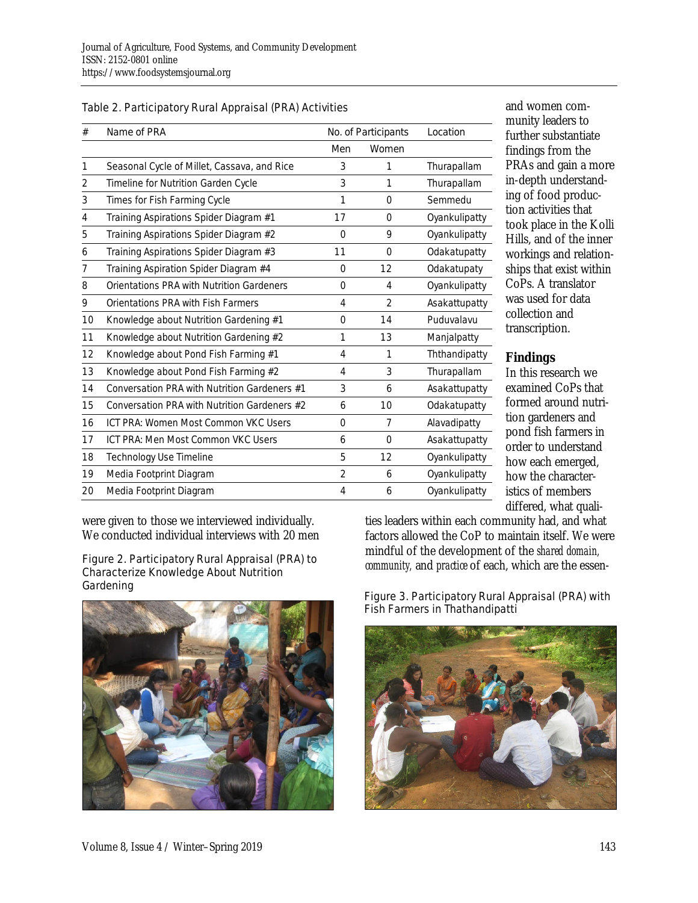Table 2. Participatory Rural Appraisal (PRA) Activities

| # | Name of PRA | No. of Participants | | Location |
|---|---|---|---|---|
| | | Men | Women | |
| 1 | Seasonal Cycle of Millet, Cassava, and Rice | 3 | 1 | Thurapallam |
| 2 | Timeline for Nutrition Garden Cycle | 3 | 1 | Thurapallam |
| 3 | Times for Fish Farming Cycle | 1 | 0 | Semmedu |
| 4 | Training Aspirations Spider Diagram #1 | 17 | 0 | Oyankulipatty |
| 5 | Training Aspirations Spider Diagram #2 | 0 | 9 | Oyankulipatty |
| 6 | Training Aspirations Spider Diagram #3 | 11 | 0 | Odakatupatty |
| 7 | Training Aspiration Spider Diagram #4 | 0 | 12 | Odakatupaty |
| 8 | Orientations PRA with Nutrition Gardeners | 0 | 4 | Oyankulipatty |
| 9 | Orientations PRA with Fish Farmers | 4 | 2 | Asakattupatty |
| 10 | Knowledge about Nutrition Gardening #1 | 0 | 14 | Puduvalavu |
| 11 | Knowledge about Nutrition Gardening #2 | 1 | 13 | Manjalpatty |
| 12 | Knowledge about Pond Fish Farming #1 | 4 | 1 | Ththandipatty |
| 13 | Knowledge about Pond Fish Farming #2 | 4 | 3 | Thurapallam |
| 14 | Conversation PRA with Nutrition Gardeners #1 | 3 | 6 | Asakattupatty |
| 15 | Conversation PRA with Nutrition Gardeners #2 | 6 | 10 | Odakatupatty |
| 16 | ICT PRA: Women Most Common VKC Users | 0 | 7 | Alavadipatty |
| 17 | ICT PRA: Men Most Common VKC Users | 6 | 0 | Asakattupatty |
| 18 | Technology Use Timeline | 5 | 12 | Oyankulipatty |
| 19 | Media Footprint Diagram | 2 | 6 | Oyankulipatty |
| 20 | Media Footprint Diagram | 4 | 6 | Oyankulipatty |

were given to those we interviewed individually. We conducted individual interviews with 20 men and women community leaders to further substantiate findings from the PRAs and gain a more in-depth understanding of food production activities that took place in the Kolli Hills, and of the inner workings and relationships that exist within CoPs. A translator was used for data collection and transcription.

Figure 2. Participatory Rural Appraisal (PRA) to Characterize Knowledge About Nutrition Gardening

## Findings

In this research we examined CoPs that formed around nutrition gardeners and pond fish farmers in order to understand how each emerged, how the characteristics of members differed, what qualities leaders within each community had, and what factors allowed the CoP to maintain itself. We were mindful of the development of the *shared domain, community,* and *practice* of each, which are the essen-

Figure 3. Participatory Rural Appraisal (PRA) with Fish Farmers in Thathandipatti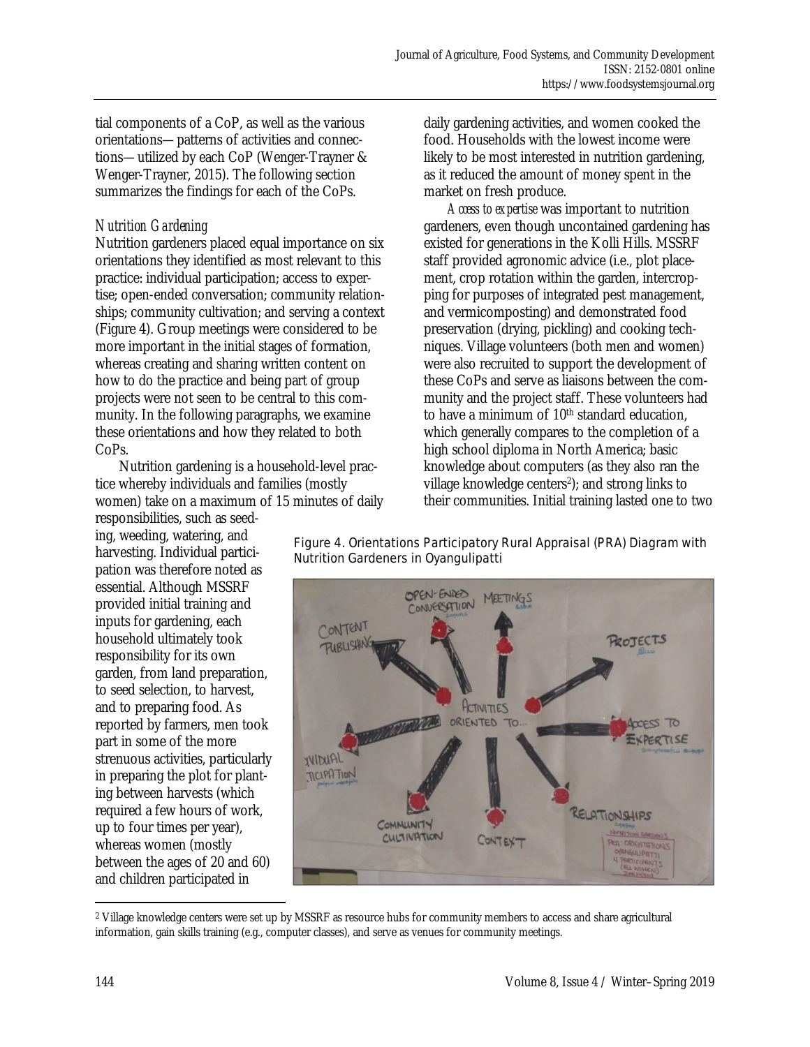tial components of a CoP, as well as the various orientations—patterns of activities and connections—utilized by each CoP (Wenger-Trayner & Wenger-Trayner, 2015). The following section summarizes the findings for each of the CoPs.

### *Nutrition Gardening*

Nutrition gardeners placed equal importance on six orientations they identified as most relevant to this practice: individual participation; access to expertise; open-ended conversation; community relationships; community cultivation; and serving a context (Figure 4). Group meetings were considered to be more important in the initial stages of formation, whereas creating and sharing written content on how to do the practice and being part of group projects were not seen to be central to this community. In the following paragraphs, we examine these orientations and how they related to both CoPs.

Nutrition gardening is a household-level practice whereby individuals and families (mostly women) take on a maximum of 15 minutes of daily responsibilities, such as seeding, weeding, watering, and harvesting. Individual participation was therefore noted as essential. Although MSSRF provided initial training and inputs for gardening, each household ultimately took responsibility for its own garden, from land preparation, to seed selection, to harvest, and to preparing food. As reported by farmers, men took part in some of the more strenuous activities, particularly in preparing the plot for planting between harvests (which required a few hours of work, up to four times per year), whereas women (mostly between the ages of 20 and 60) and children participated in daily gardening activities, and women cooked the food. Households with the lowest income were likely to be most interested in nutrition gardening, as it reduced the amount of money spent in the market on fresh produce.

*Access to expertise* was important to nutrition gardeners, even though uncontained gardening has existed for generations in the Kolli Hills. MSSRF staff provided agronomic advice (i.e., plot placement, crop rotation within the garden, intercropping for purposes of integrated pest management, and vermicomposting) and demonstrated food preservation (drying, pickling) and cooking techniques. Village volunteers (both men and women) were also recruited to support the development of these CoPs and serve as liaisons between the community and the project staff. These volunteers had to have a minimum of 10th standard education, which generally compares to the completion of a high school diploma in North America; basic knowledge about computers (as they also ran the village knowledge centers[2]); and strong links to their communities. Initial training lasted one to two

Figure 4. Orientations Participatory Rural Appraisal (PRA) Diagram with Nutrition Gardeners in Oyangulipatti

[2] Village knowledge centers were set up by MSSRF as resource hubs for community members to access and share agricultural information, gain skills training (e.g., computer classes), and serve as venues for community meetings.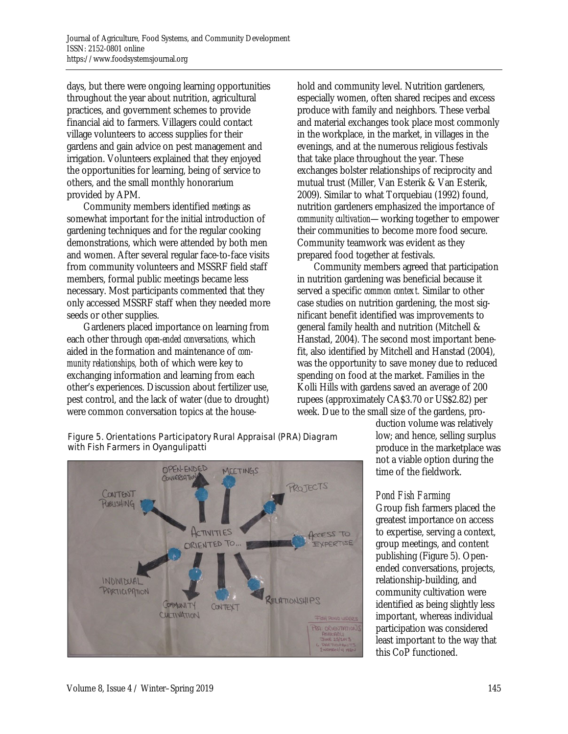days, but there were ongoing learning opportunities throughout the year about nutrition, agricultural practices, and government schemes to provide financial aid to farmers. Villagers could contact village volunteers to access supplies for their gardens and gain advice on pest management and irrigation. Volunteers explained that they enjoyed the opportunities for learning, being of service to others, and the small monthly honorarium provided by APM.

Community members identified *meetings* as somewhat important for the initial introduction of gardening techniques and for the regular cooking demonstrations, which were attended by both men and women. After several regular face-to-face visits from community volunteers and MSSRF field staff members, formal public meetings became less necessary. Most participants commented that they only accessed MSSRF staff when they needed more seeds or other supplies.

Gardeners placed importance on learning from each other through *open-ended conversations,* which aided in the formation and maintenance of *community relationships,* both of which were key to exchanging information and learning from each other's experiences. Discussion about fertilizer use, pest control, and the lack of water (due to drought) were common conversation topics at the household and community level. Nutrition gardeners, especially women, often shared recipes and excess produce with family and neighbors. These verbal and material exchanges took place most commonly in the workplace, in the market, in villages in the evenings, and at the numerous religious festivals that take place throughout the year. These exchanges bolster relationships of reciprocity and mutual trust (Miller, Van Esterik & Van Esterik, 2009). Similar to what Torquebiau (1992) found, nutrition gardeners emphasized the importance of *community cultivation*—working together to empower their communities to become more food secure. Community teamwork was evident as they prepared food together at festivals.

Community members agreed that participation in nutrition gardening was beneficial because it served a specific *common context.* Similar to other case studies on nutrition gardening, the most significant benefit identified was improvements to general family health and nutrition (Mitchell & Hanstad, 2004). The second most important benefit, also identified by Mitchell and Hanstad (2004), was the opportunity to save money due to reduced spending on food at the market. Families in the Kolli Hills with gardens saved an average of 200 rupees (approximately CA$3.70 or US$2.82) per week. Due to the small size of the gardens, production volume was relatively low; and hence, selling surplus produce in the marketplace was not a viable option during the time of the fieldwork.

Figure 5. Orientations Participatory Rural Appraisal (PRA) Diagram with Fish Farmers in Oyangulipatti

### *Pond Fish Farming*

Group fish farmers placed the greatest importance on access to expertise, serving a context, group meetings, and content publishing (Figure 5). Open-ended conversations, projects, relationship-building, and community cultivation were identified as being slightly less important, whereas individual participation was considered least important to the way that this CoP functioned.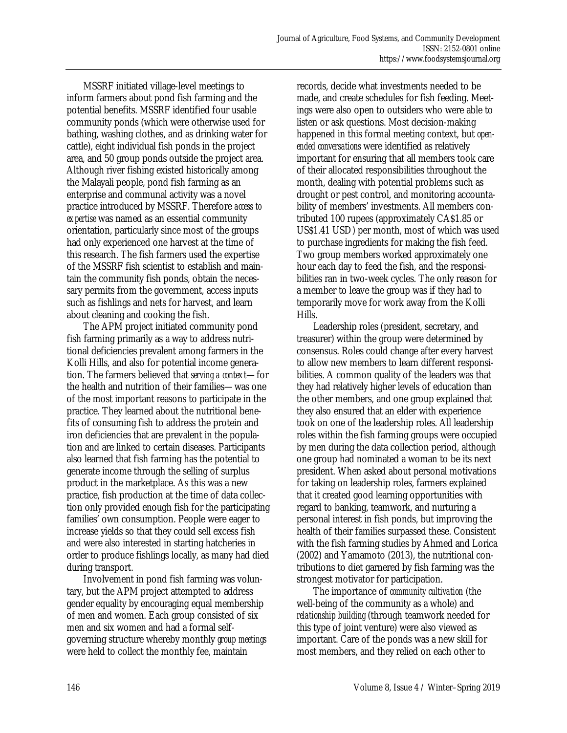MSSRF initiated village-level meetings to inform farmers about pond fish farming and the potential benefits. MSSRF identified four usable community ponds (which were otherwise used for bathing, washing clothes, and as drinking water for cattle), eight individual fish ponds in the project area, and 50 group ponds outside the project area. Although river fishing existed historically among the Malayali people, pond fish farming as an enterprise and communal activity was a novel practice introduced by MSSRF. Therefore *access to expertise* was named as an essential community orientation, particularly since most of the groups had only experienced one harvest at the time of this research. The fish farmers used the expertise of the MSSRF fish scientist to establish and maintain the community fish ponds, obtain the necessary permits from the government, access inputs such as fishlings and nets for harvest, and learn about cleaning and cooking the fish.

The APM project initiated community pond fish farming primarily as a way to address nutritional deficiencies prevalent among farmers in the Kolli Hills, and also for potential income generation. The farmers believed that *serving a context*—for the health and nutrition of their families—was one of the most important reasons to participate in the practice. They learned about the nutritional benefits of consuming fish to address the protein and iron deficiencies that are prevalent in the population and are linked to certain diseases. Participants also learned that fish farming has the potential to generate income through the selling of surplus product in the marketplace. As this was a new practice, fish production at the time of data collection only provided enough fish for the participating families' own consumption. People were eager to increase yields so that they could sell excess fish and were also interested in starting hatcheries in order to produce fishlings locally, as many had died during transport.

Involvement in pond fish farming was voluntary, but the APM project attempted to address gender equality by encouraging equal membership of men and women. Each group consisted of six men and six women and had a formal self-governing structure whereby monthly *group meetings* were held to collect the monthly fee, maintain records, decide what investments needed to be made, and create schedules for fish feeding. Meetings were also open to outsiders who were able to listen or ask questions. Most decision-making happened in this formal meeting context, but *open-ended conversations* were identified as relatively important for ensuring that all members took care of their allocated responsibilities throughout the month, dealing with potential problems such as drought or pest control, and monitoring accountability of members' investments. All members contributed 100 rupees (approximately CA$1.85 or US$1.41 USD) per month, most of which was used to purchase ingredients for making the fish feed. Two group members worked approximately one hour each day to feed the fish, and the responsibilities ran in two-week cycles. The only reason for a member to leave the group was if they had to temporarily move for work away from the Kolli Hills.

Leadership roles (president, secretary, and treasurer) within the group were determined by consensus. Roles could change after every harvest to allow new members to learn different responsibilities. A common quality of the leaders was that they had relatively higher levels of education than the other members, and one group explained that they also ensured that an elder with experience took on one of the leadership roles. All leadership roles within the fish farming groups were occupied by men during the data collection period, although one group had nominated a woman to be its next president. When asked about personal motivations for taking on leadership roles, farmers explained that it created good learning opportunities with regard to banking, teamwork, and nurturing a personal interest in fish ponds, but improving the health of their families surpassed these. Consistent with the fish farming studies by Ahmed and Lorica (2002) and Yamamoto (2013), the nutritional contributions to diet garnered by fish farming was the strongest motivator for participation.

The importance of *community cultivation* (the well-being of the community as a whole) and *relationship building* (through teamwork needed for this type of joint venture) were also viewed as important. Care of the ponds was a new skill for most members, and they relied on each other to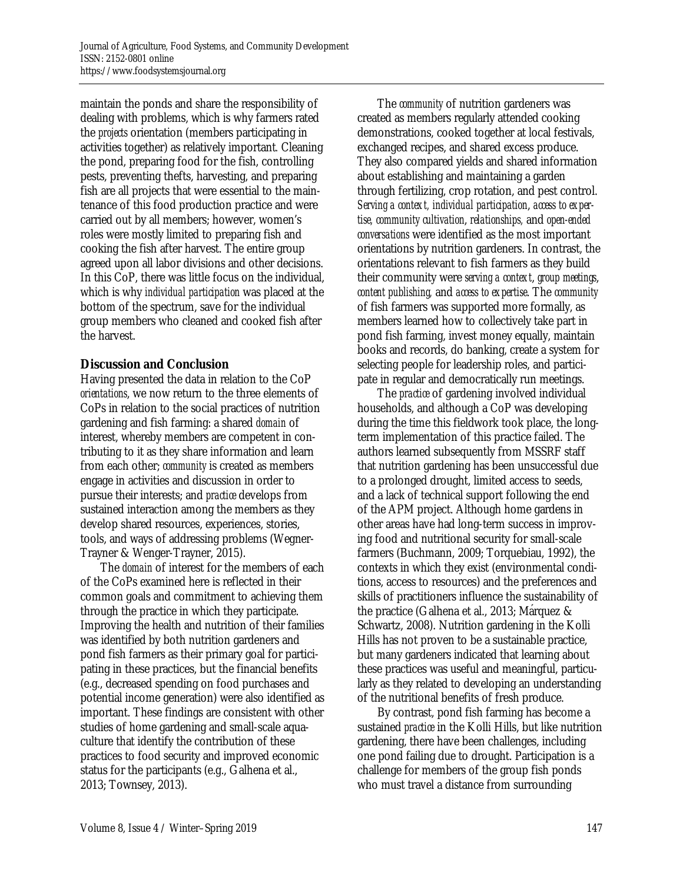maintain the ponds and share the responsibility of dealing with problems, which is why farmers rated the *projects* orientation (members participating in activities together) as relatively important. Cleaning the pond, preparing food for the fish, controlling pests, preventing thefts, harvesting, and preparing fish are all projects that were essential to the maintenance of this food production practice and were carried out by all members; however, women's roles were mostly limited to preparing fish and cooking the fish after harvest. The entire group agreed upon all labor divisions and other decisions. In this CoP, there was little focus on the individual, which is why *individual participation* was placed at the bottom of the spectrum, save for the individual group members who cleaned and cooked fish after the harvest.

## Discussion and Conclusion

Having presented the data in relation to the CoP *orientations*, we now return to the three elements of CoPs in relation to the social practices of nutrition gardening and fish farming: a shared *domain* of interest, whereby members are competent in contributing to it as they share information and learn from each other; *community* is created as members engage in activities and discussion in order to pursue their interests; and *practice* develops from sustained interaction among the members as they develop shared resources, experiences, stories, tools, and ways of addressing problems (Wegner-Trayner & Wenger-Trayner, 2015).

The *domain* of interest for the members of each of the CoPs examined here is reflected in their common goals and commitment to achieving them through the practice in which they participate. Improving the health and nutrition of their families was identified by both nutrition gardeners and pond fish farmers as their primary goal for participating in these practices, but the financial benefits (e.g., decreased spending on food purchases and potential income generation) were also identified as important. These findings are consistent with other studies of home gardening and small-scale aquaculture that identify the contribution of these practices to food security and improved economic status for the participants (e.g., Galhena et al., 2013; Townsey, 2013).

The *community* of nutrition gardeners was created as members regularly attended cooking demonstrations, cooked together at local festivals, exchanged recipes, and shared excess produce. They also compared yields and shared information about establishing and maintaining a garden through fertilizing, crop rotation, and pest control. *Serving a context, individual participation*, *access to expertise, community cultivation*, *relationships,* and *open-ended conversations* were identified as the most important orientations by nutrition gardeners. In contrast, the orientations relevant to fish farmers as they build their community were *serving a context*, *group meetings*, *content publishing,* and *access to expertise*. The *community* of fish farmers was supported more formally, as members learned how to collectively take part in pond fish farming, invest money equally, maintain books and records, do banking, create a system for selecting people for leadership roles, and participate in regular and democratically run meetings.

The *practice* of gardening involved individual households, and although a CoP was developing during the time this fieldwork took place, the long-term implementation of this practice failed. The authors learned subsequently from MSSRF staff that nutrition gardening has been unsuccessful due to a prolonged drought, limited access to seeds, and a lack of technical support following the end of the APM project. Although home gardens in other areas have had long-term success in improving food and nutritional security for small-scale farmers (Buchmann, 2009; Torquebiau, 1992), the contexts in which they exist (environmental conditions, access to resources) and the preferences and skills of practitioners influence the sustainability of the practice (Galhena et al., 2013; Márquez & Schwartz, 2008). Nutrition gardening in the Kolli Hills has not proven to be a sustainable practice, but many gardeners indicated that learning about these practices was useful and meaningful, particularly as they related to developing an understanding of the nutritional benefits of fresh produce.

By contrast, pond fish farming has become a sustained *practice* in the Kolli Hills, but like nutrition gardening, there have been challenges, including one pond failing due to drought. Participation is a challenge for members of the group fish ponds who must travel a distance from surrounding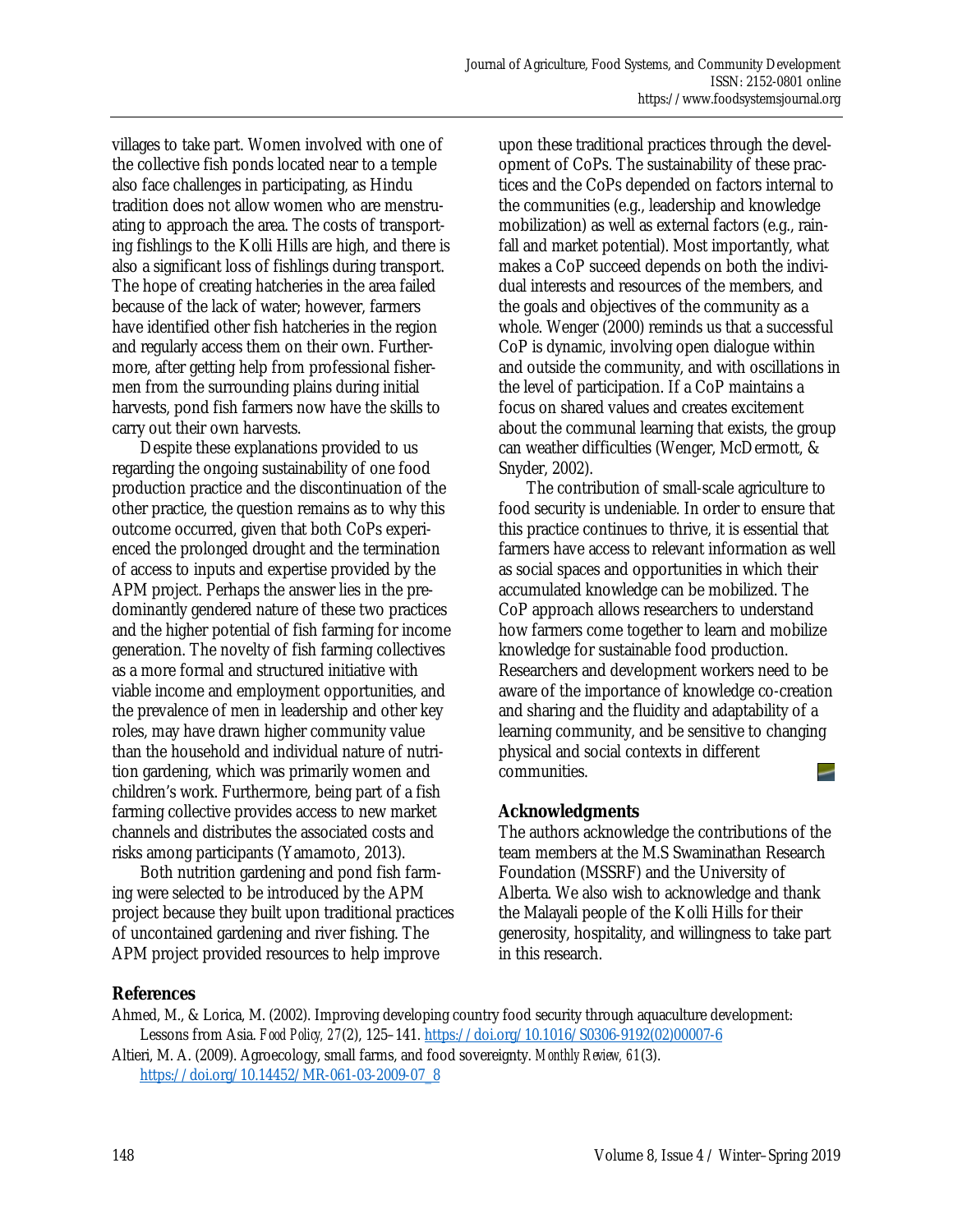villages to take part. Women involved with one of the collective fish ponds located near to a temple also face challenges in participating, as Hindu tradition does not allow women who are menstruating to approach the area. The costs of transporting fishlings to the Kolli Hills are high, and there is also a significant loss of fishlings during transport. The hope of creating hatcheries in the area failed because of the lack of water; however, farmers have identified other fish hatcheries in the region and regularly access them on their own. Furthermore, after getting help from professional fishermen from the surrounding plains during initial harvests, pond fish farmers now have the skills to carry out their own harvests.

Despite these explanations provided to us regarding the ongoing sustainability of one food production practice and the discontinuation of the other practice, the question remains as to why this outcome occurred, given that both CoPs experienced the prolonged drought and the termination of access to inputs and expertise provided by the APM project. Perhaps the answer lies in the predominantly gendered nature of these two practices and the higher potential of fish farming for income generation. The novelty of fish farming collectives as a more formal and structured initiative with viable income and employment opportunities, and the prevalence of men in leadership and other key roles, may have drawn higher community value than the household and individual nature of nutrition gardening, which was primarily women and children's work. Furthermore, being part of a fish farming collective provides access to new market channels and distributes the associated costs and risks among participants (Yamamoto, 2013).

Both nutrition gardening and pond fish farming were selected to be introduced by the APM project because they built upon traditional practices of uncontained gardening and river fishing. The APM project provided resources to help improve upon these traditional practices through the development of CoPs. The sustainability of these practices and the CoPs depended on factors internal to the communities (e.g., leadership and knowledge mobilization) as well as external factors (e.g., rainfall and market potential). Most importantly, what makes a CoP succeed depends on both the individual interests and resources of the members, and the goals and objectives of the community as a whole. Wenger (2000) reminds us that a successful CoP is dynamic, involving open dialogue within and outside the community, and with oscillations in the level of participation. If a CoP maintains a focus on shared values and creates excitement about the communal learning that exists, the group can weather difficulties (Wenger, McDermott, & Snyder, 2002).

The contribution of small-scale agriculture to food security is undeniable. In order to ensure that this practice continues to thrive, it is essential that farmers have access to relevant information as well as social spaces and opportunities in which their accumulated knowledge can be mobilized. The CoP approach allows researchers to understand how farmers come together to learn and mobilize knowledge for sustainable food production. Researchers and development workers need to be aware of the importance of knowledge co-creation and sharing and the fluidity and adaptability of a learning community, and be sensitive to changing physical and social contexts in different communities.

## Acknowledgments

The authors acknowledge the contributions of the team members at the M.S Swaminathan Research Foundation (MSSRF) and the University of Alberta. We also wish to acknowledge and thank the Malayali people of the Kolli Hills for their generosity, hospitality, and willingness to take part in this research.

## References

Ahmed, M., & Lorica, M. (2002). Improving developing country food security through aquaculture development: Lessons from Asia. *Food Policy, 27*(2), 125–141. https://doi.org/10.1016/S0306-9192(02)00007-6

Altieri, M. A. (2009). Agroecology, small farms, and food sovereignty. *Monthly Review, 61*(3). https://doi.org/10.14452/MR-061-03-2009-07_8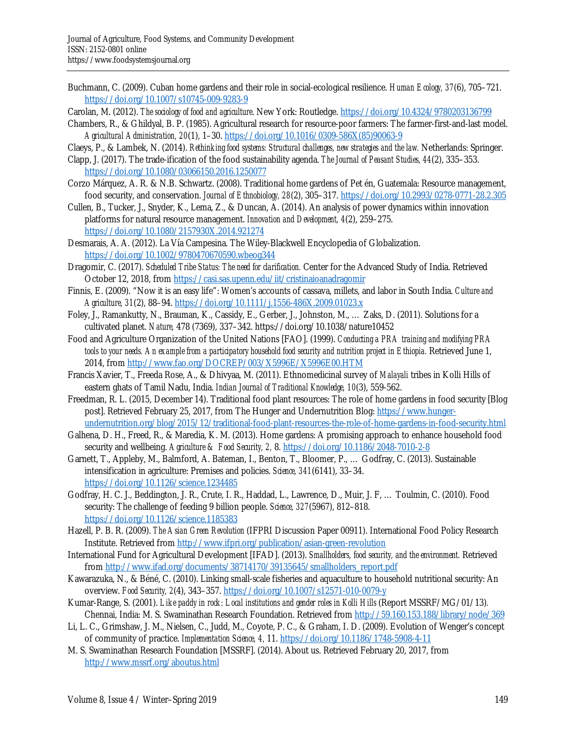Buchmann, C. (2009). Cuban home gardens and their role in social-ecological resilience. *Human Ecology, 37*(6), 705–721. https://doi.org/10.1007/s10745-009-9283-9

Carolan, M. (2012). *The sociology of food and agriculture*. New York: Routledge. https://doi.org/10.4324/9780203136799

Chambers, R., & Ghildyal, B. P. (1985). Agricultural research for resource-poor farmers: The farmer-first-and-last model. *Agricultural Administration, 20*(1), 1–30. https://doi.org/10.1016/0309-586X(85)90063-9

Claeys, P., & Lambek, N. (2014). *Rethinking food systems: Structural challenges, new strategies and the law.* Netherlands: Springer.

Clapp, J. (2017). The trade-ification of the food sustainability agenda. *The Journal of Peasant Studies, 44*(2), 335–353. https://doi.org/10.1080/03066150.2016.1250077

Corzo Márquez, A. R. & N.B. Schwartz. (2008). Traditional home gardens of Pet én, Guatemala: Resource management, food security, and conservation. *Journal of Ethnobiology, 28*(2), 305–317. https://doi.org/10.2993/0278-0771-28.2.305

Cullen, B., Tucker, J., Snyder, K., Lema, Z., & Duncan, A. (2014). An analysis of power dynamics within innovation platforms for natural resource management. *Innovation and Development, 4*(2), 259–275. https://doi.org/10.1080/2157930X.2014.921274

Desmarais, A. A. (2012). La Vía Campesina. The Wiley-Blackwell Encyclopedia of Globalization. https://doi.org/10.1002/9780470670590.wbeog344

Dragomir, C. (2017). *Scheduled Tribe Status: The need for clarification.* Center for the Advanced Study of India. Retrieved October 12, 2018, from https://casi.sas.upenn.edu/iit/cristinaioanadragomir

Finnis, E. (2009). "Now it is an easy life": Women's accounts of cassava, millets, and labor in South India. *Culture and Agriculture, 31*(2), 88–94. https://doi.org/10.1111/j.1556-486X.2009.01023.x

Foley, J., Ramankutty, N., Brauman, K., Cassidy, E., Gerber, J., Johnston, M., … Zaks, D. (2011). Solutions for a cultivated planet. *Nature,* 478 (7369), 337–342. https://doi.org/10.1038/nature10452

Food and Agriculture Organization of the United Nations [FAO]. (1999). *Conducting a PRA training and modifying PRA tools to your needs. An example from a participatory household food security and nutrition project in Ethiopia.* Retrieved June 1, 2014, from http://www.fao.org/DOCREP/003/X5996E/X5996E00.HTM

Francis Xavier, T., Freeda Rose, A., & Dhivyaa, M. (2011). Ethnomedicinal survey of *Malayali* tribes in Kolli Hills of eastern ghats of Tamil Nadu, India. *Indian Journal of Traditional Knowledge, 10*(3), 559-562.

Freedman, R. L. (2015, December 14). Traditional food plant resources: The role of home gardens in food security [Blog post]. Retrieved February 25, 2017, from The Hunger and Undernutrition Blog: https://www.hunger-undernutrition.org/blog/2015/12/traditional-food-plant-resources-the-role-of-home-gardens-in-food-security.html

Galhena, D. H., Freed, R., & Maredia, K. M. (2013). Home gardens: A promising approach to enhance household food security and wellbeing. *Agriculture & Food Security, 2,* 8. https://doi.org/10.1186/2048-7010-2-8

Garnett, T., Appleby, M., Balmford, A. Bateman, I., Benton, T., Bloomer, P., … Godfray, C. (2013). Sustainable intensification in agriculture: Premises and policies. *Science, 341*(6141), 33–34. https://doi.org/10.1126/science.1234485

Godfray, H. C. J., Beddington, J. R., Crute, I. R., Haddad, L., Lawrence, D., Muir, J. F, … Toulmin, C. (2010). Food security: The challenge of feeding 9 billion people. *Science, 327*(5967), 812–818. https://doi.org/10.1126/science.1185383

Hazell, P. B. R. (2009). *The Asian Green Revolution* (IFPRI Discussion Paper 00911). International Food Policy Research Institute. Retrieved from http://www.ifpri.org/publication/asian-green-revolution

International Fund for Agricultural Development [IFAD]. (2013). *Smallholders, food security, and the environment.* Retrieved from http://www.ifad.org/documents/38714170/39135645/smallholders_report.pdf

Kawarazuka, N., & Béné, C. (2010). Linking small-scale fisheries and aquaculture to household nutritional security: An overview. *Food Security, 2*(4), 343–357. https://doi.org/10.1007/s12571-010-0079-y

Kumar-Range, S. (2001). *Like paddy in rock: Local institutions and gender roles in Kolli Hills* (Report MSSRF/MG/01/13). Chennai, India: M. S. Swaminathan Research Foundation. Retrieved from http://59.160.153.188/library/node/369

Li, L. C., Grimshaw, J. M., Nielsen, C., Judd, M., Coyote, P. C., & Graham, I. D. (2009). Evolution of Wenger's concept of community of practice. *Implementation Science, 4,* 11. https://doi.org/10.1186/1748-5908-4-11

M. S. Swaminathan Research Foundation [MSSRF]. (2014). About us. Retrieved February 20, 2017, from http://www.mssrf.org/aboutus.html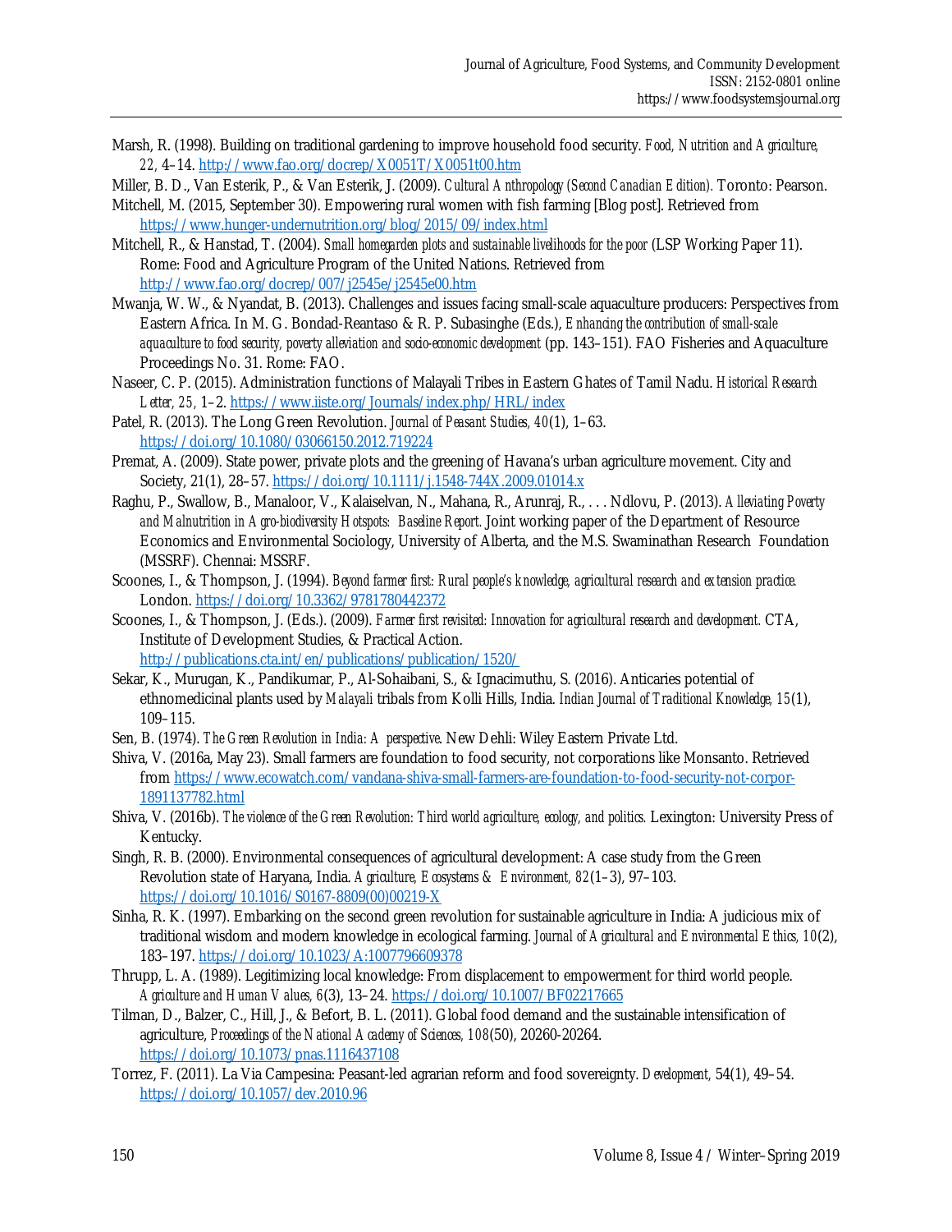Marsh, R. (1998). Building on traditional gardening to improve household food security. *Food, Nutrition and Agriculture, 22,* 4–14. http://www.fao.org/docrep/X0051T/X0051t00.htm

Miller, B. D., Van Esterik, P., & Van Esterik, J. (2009). *Cultural Anthropology (Second Canadian Edition).* Toronto: Pearson.

Mitchell, M. (2015, September 30). Empowering rural women with fish farming [Blog post]. Retrieved from https://www.hunger-undernutrition.org/blog/2015/09/index.html

Mitchell, R., & Hanstad, T. (2004). *Small homegarden plots and sustainable livelihoods for the poor* (LSP Working Paper 11). Rome: Food and Agriculture Program of the United Nations. Retrieved from http://www.fao.org/docrep/007/j2545e/j2545e00.htm

Mwanja, W. W., & Nyandat, B. (2013). Challenges and issues facing small-scale aquaculture producers: Perspectives from Eastern Africa. In M. G. Bondad-Reantaso & R. P. Subasinghe (Eds.), *Enhancing the contribution of small-scale aquaculture to food security, poverty alleviation and socio-economic development* (pp. 143–151). FAO Fisheries and Aquaculture Proceedings No. 31. Rome: FAO.

Naseer, C. P. (2015). Administration functions of Malayali Tribes in Eastern Ghates of Tamil Nadu. *Historical Research Letter, 25,* 1–2. https://www.iiste.org/Journals/index.php/HRL/index

Patel, R. (2013). The Long Green Revolution. *Journal of Peasant Studies, 40*(1), 1–63. https://doi.org/10.1080/03066150.2012.719224

Premat, A. (2009). State power, private plots and the greening of Havana's urban agriculture movement. City and Society, 21(1), 28–57. https://doi.org/10.1111/j.1548-744X.2009.01014.x

Raghu, P., Swallow, B., Manaloor, V., Kalaiselvan, N., Mahana, R., Arunraj, R., . . . Ndlovu, P. (2013). *Alleviating Poverty and Malnutrition in Agro-biodiversity Hotspots: Baseline Report.* Joint working paper of the Department of Resource Economics and Environmental Sociology, University of Alberta, and the M.S. Swaminathan Research Foundation (MSSRF). Chennai: MSSRF.

Scoones, I., & Thompson, J. (1994). *Beyond farmer first: Rural people's knowledge, agricultural research and extension practice.* London. https://doi.org/10.3362/9781780442372

Scoones, I., & Thompson, J. (Eds.). (2009). *Farmer first revisited: Innovation for agricultural research and development.* CTA, Institute of Development Studies, & Practical Action. http://publications.cta.int/en/publications/publication/1520/

Sekar, K., Murugan, K., Pandikumar, P., Al-Sohaibani, S., & Ignacimuthu, S. (2016). Anticaries potential of ethnomedicinal plants used by *Malayali* tribals from Kolli Hills, India. *Indian Journal of Traditional Knowledge, 15*(1), 109–115.

Sen, B. (1974). *The Green Revolution in India: A perspective.* New Dehli: Wiley Eastern Private Ltd.

Shiva, V. (2016a, May 23). Small farmers are foundation to food security, not corporations like Monsanto. Retrieved from https://www.ecowatch.com/vandana-shiva-small-farmers-are-foundation-to-food-security-not-corpor-1891137782.html

Shiva, V. (2016b). *The violence of the Green Revolution: Third world agriculture, ecology, and politics.* Lexington: University Press of Kentucky.

Singh, R. B. (2000). Environmental consequences of agricultural development: A case study from the Green Revolution state of Haryana, India. *Agriculture, Ecosystems & Environment, 82*(1–3), 97–103. https://doi.org/10.1016/S0167-8809(00)00219-X

Sinha, R. K. (1997). Embarking on the second green revolution for sustainable agriculture in India: A judicious mix of traditional wisdom and modern knowledge in ecological farming. *Journal of Agricultural and Environmental Ethics, 10*(2), 183–197. https://doi.org/10.1023/A:1007796609378

Thrupp, L. A. (1989). Legitimizing local knowledge: From displacement to empowerment for third world people. *Agriculture and Human Values, 6*(3), 13–24. https://doi.org/10.1007/BF02217665

Tilman, D., Balzer, C., Hill, J., & Befort, B. L. (2011). Global food demand and the sustainable intensification of agriculture, *Proceedings of the National Academy of Sciences, 108*(50), 20260-20264. https://doi.org/10.1073/pnas.1116437108

Torrez, F. (2011). La Via Campesina: Peasant-led agrarian reform and food sovereignty. *Development,* 54(1), 49–54. https://doi.org/10.1057/dev.2010.96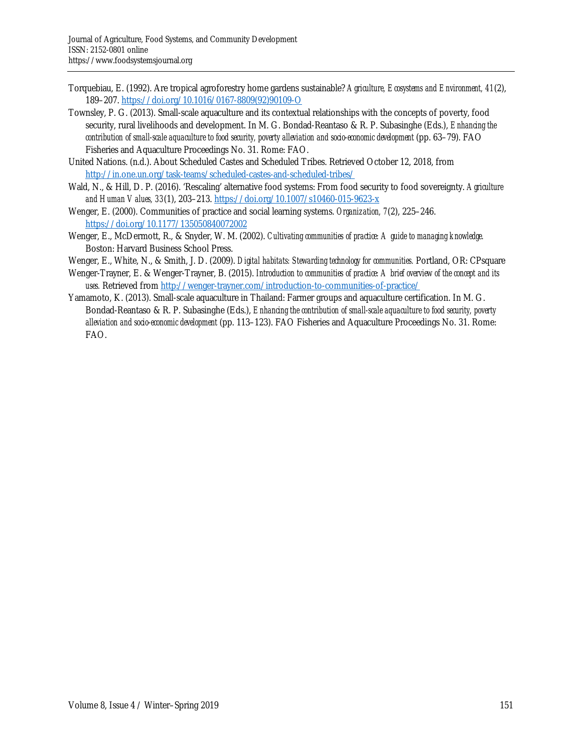Torquebiau, E. (1992). Are tropical agroforestry home gardens sustainable? *Agriculture, Ecosystems and Environment, 41*(2), 189–207. https://doi.org/10.1016/0167-8809(92)90109-O

Townsley, P. G. (2013). Small-scale aquaculture and its contextual relationships with the concepts of poverty, food security, rural livelihoods and development. In M. G. Bondad-Reantaso & R. P. Subasinghe (Eds.), *Enhancing the contribution of small-scale aquaculture to food security, poverty alleviation and socio-economic development* (pp. 63–79). FAO Fisheries and Aquaculture Proceedings No. 31. Rome: FAO.

United Nations. (n.d.). About Scheduled Castes and Scheduled Tribes. Retrieved October 12, 2018, from http://in.one.un.org/task-teams/scheduled-castes-and-scheduled-tribes/

Wald, N., & Hill, D. P. (2016). 'Rescaling' alternative food systems: From food security to food sovereignty. *Agriculture and Human Values, 33*(1), 203–213. https://doi.org/10.1007/s10460-015-9623-x

Wenger, E. (2000). Communities of practice and social learning systems. *Organization, 7*(2), 225–246. https://doi.org/10.1177/135050840072002

Wenger, E., McDermott, R., & Snyder, W. M. (2002). *Cultivating communities of practice: A guide to managing knowledge.* Boston: Harvard Business School Press.

Wenger, E., White, N., & Smith, J. D. (2009). *Digital habitats: Stewarding technology for communities.* Portland, OR: CPsquare

Wenger-Trayner, E. & Wenger-Trayner, B. (2015). *Introduction to communities of practice: A brief overview of the concept and its uses.* Retrieved from http://wenger-trayner.com/introduction-to-communities-of-practice/

Yamamoto, K. (2013). Small-scale aquaculture in Thailand: Farmer groups and aquaculture certification. In M. G. Bondad-Reantaso & R. P. Subasinghe (Eds.), *Enhancing the contribution of small-scale aquaculture to food security, poverty alleviation and socio-economic development* (pp. 113–123). FAO Fisheries and Aquaculture Proceedings No. 31. Rome: FAO.